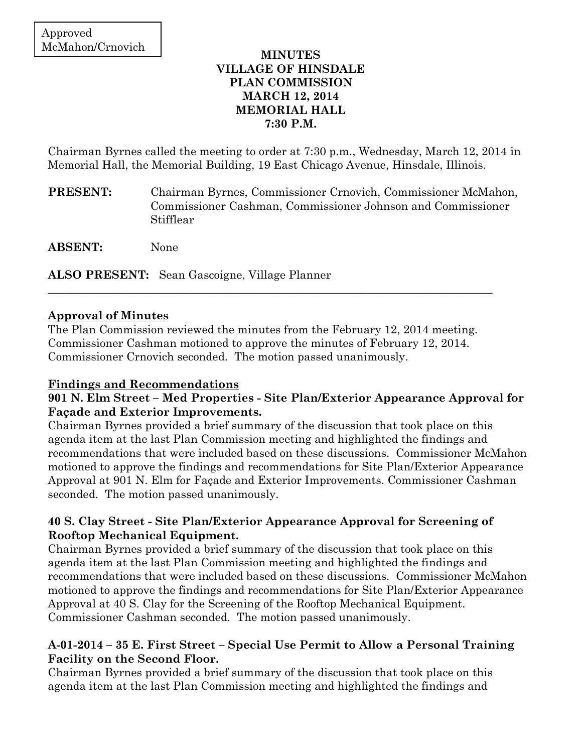Approved
McMahon/Crnovich

# MINUTES
# VILLAGE OF HINSDALE
# PLAN COMMISSION
# MARCH 12, 2014
# MEMORIAL HALL
# 7:30 P.M.

Chairman Byrnes called the meeting to order at 7:30 p.m., Wednesday, March 12, 2014 in Memorial Hall, the Memorial Building, 19 East Chicago Avenue, Hinsdale, Illinois.

**PRESENT:** Chairman Byrnes, Commissioner Crnovich, Commissioner McMahon, Commissioner Cashman, Commissioner Johnson and Commissioner Stifflear

**ABSENT:** None

**ALSO PRESENT:** Sean Gascoigne, Village Planner

---

## Approval of Minutes

The Plan Commission reviewed the minutes from the February 12, 2014 meeting. Commissioner Cashman motioned to approve the minutes of February 12, 2014. Commissioner Crnovich seconded. The motion passed unanimously.

## Findings and Recommendations

### 901 N. Elm Street – Med Properties - Site Plan/Exterior Appearance Approval for Façade and Exterior Improvements.

Chairman Byrnes provided a brief summary of the discussion that took place on this agenda item at the last Plan Commission meeting and highlighted the findings and recommendations that were included based on these discussions. Commissioner McMahon motioned to approve the findings and recommendations for Site Plan/Exterior Appearance Approval at 901 N. Elm for Façade and Exterior Improvements. Commissioner Cashman seconded. The motion passed unanimously.

### 40 S. Clay Street - Site Plan/Exterior Appearance Approval for Screening of Rooftop Mechanical Equipment.

Chairman Byrnes provided a brief summary of the discussion that took place on this agenda item at the last Plan Commission meeting and highlighted the findings and recommendations that were included based on these discussions. Commissioner McMahon motioned to approve the findings and recommendations for Site Plan/Exterior Appearance Approval at 40 S. Clay for the Screening of the Rooftop Mechanical Equipment. Commissioner Cashman seconded. The motion passed unanimously.

### A-01-2014 – 35 E. First Street – Special Use Permit to Allow a Personal Training Facility on the Second Floor.

Chairman Byrnes provided a brief summary of the discussion that took place on this agenda item at the last Plan Commission meeting and highlighted the findings and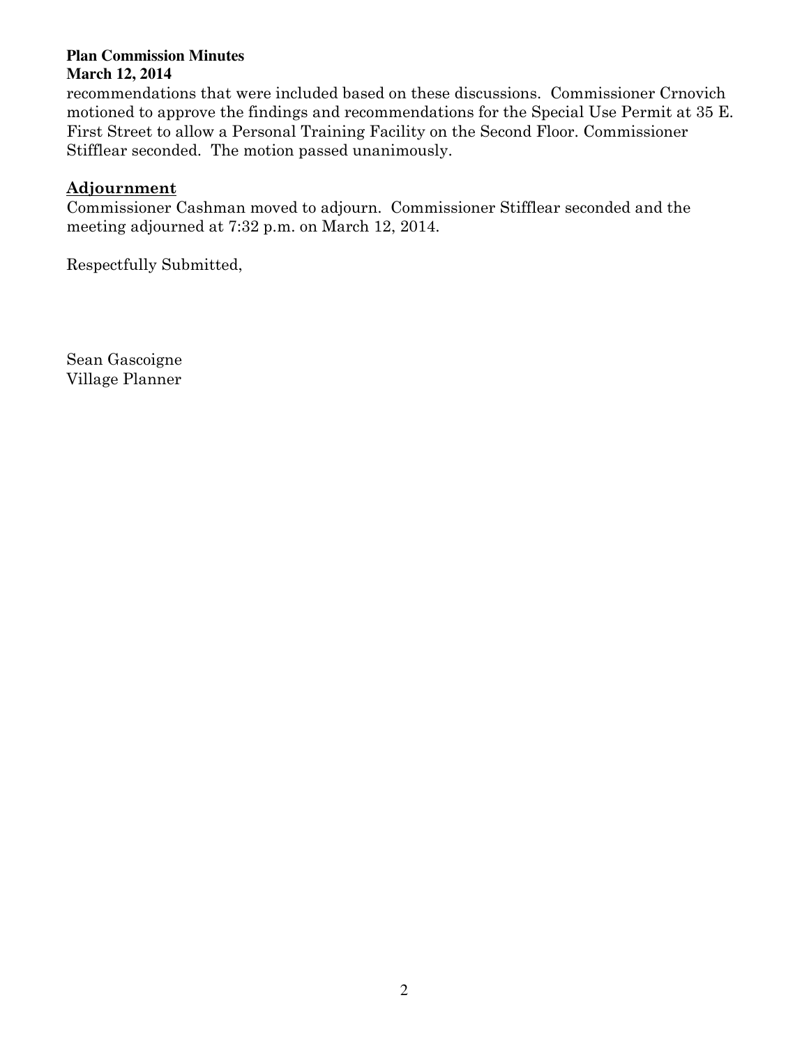recommendations that were included based on these discussions. Commissioner Crnovich motioned to approve the findings and recommendations for the Special Use Permit at 35 E. First Street to allow a Personal Training Facility on the Second Floor. Commissioner Stifflear seconded. The motion passed unanimously.

## Adjournment

Commissioner Cashman moved to adjourn. Commissioner Stifflear seconded and the meeting adjourned at 7:32 p.m. on March 12, 2014.

Respectfully Submitted,

Sean Gascoigne
Village Planner